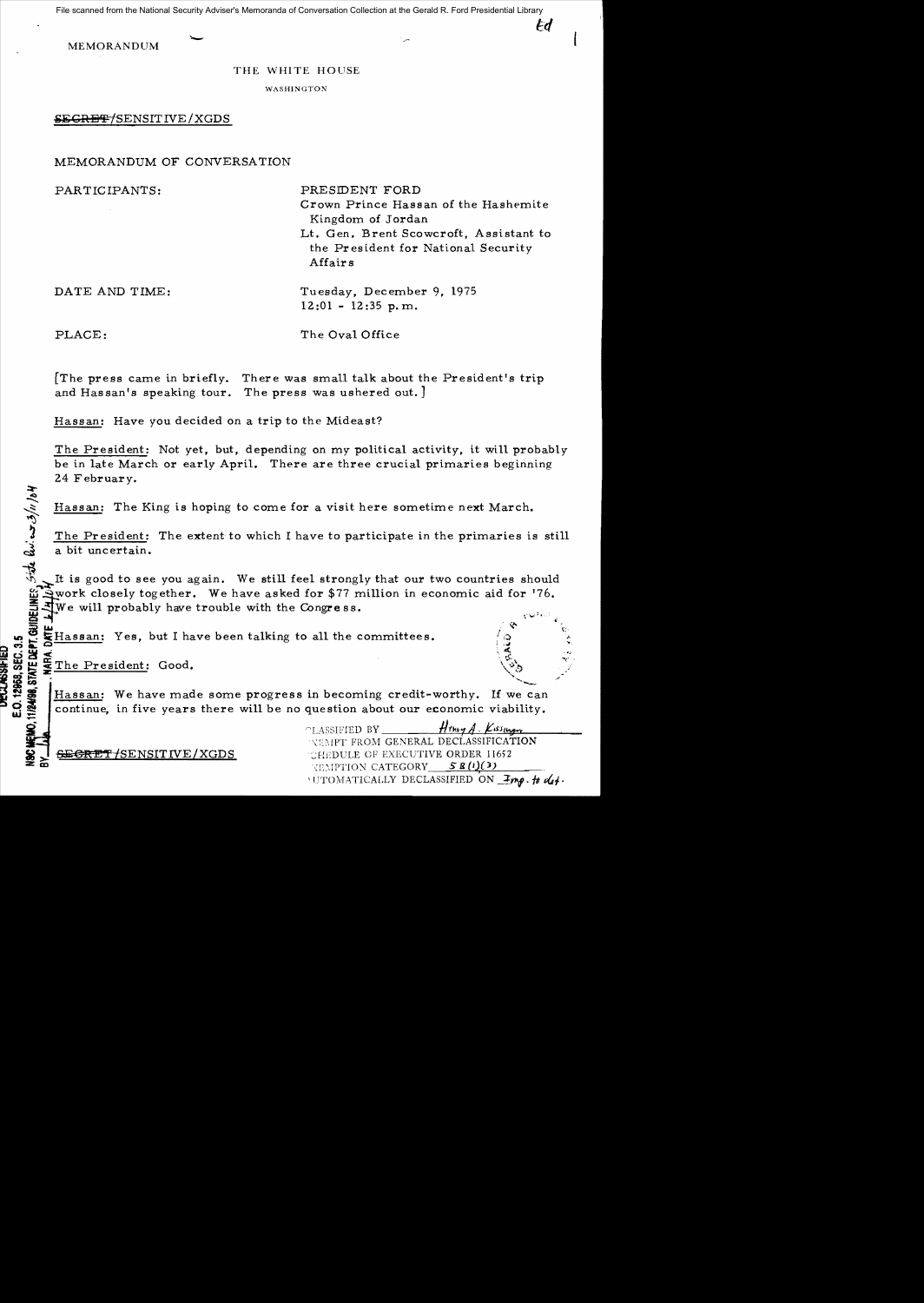File scanned from the National Security Adviser's Memoranda of Conversation Collection at the Gerald R. Ford Presidential Library

MEMORANDUM

THE WHITE HOUSE

WASHINGTON

~~SECRET~~/SENSITIVE/XGDS

MEMORANDUM OF CONVERSATION

PARTICIPANTS: PRESIDENT FORD
Crown Prince Hassan of the Hashemite Kingdom of Jordan
Lt. Gen. Brent Scowcroft, Assistant to the President for National Security Affairs

DATE AND TIME: Tuesday, December 9, 1975
12:01 - 12:35 p.m.

PLACE: The Oval Office

[The press came in briefly. There was small talk about the President's trip and Hassan's speaking tour. The press was ushered out.]

Hassan: Have you decided on a trip to the Mideast?

The President: Not yet, but, depending on my political activity, it will probably be in late March or early April. There are three crucial primaries beginning 24 February.

Hassan: The King is hoping to come for a visit here sometime next March.

The President: The extent to which I have to participate in the primaries is still a bit uncertain.

It is good to see you again. We still feel strongly that our two countries should work closely together. We have asked for $77 million in economic aid for '76. We will probably have trouble with the Congress.

Hassan: Yes, but I have been talking to all the committees.

The President: Good.

Hassan: We have made some progress in becoming credit-worthy. If we can continue, in five years there will be no question about our economic viability.

~~SECRET~~/SENSITIVE/XGDS

CLASSIFIED BY Henry A. Kissinger
EXEMPT FROM GENERAL DECLASSIFICATION
SCHEDULE OF EXECUTIVE ORDER 11652
EXEMPTION CATEGORY 5 B (1)(3)
AUTOMATICALLY DECLASSIFIED ON Imp. to det.

DECLASSIFIED
E.O. 12958, SEC. 3.5
NSC MEMO, 11/24/98, STATE DEPT. GUIDELINES State Dev. 3/11/04
BY [illegible] NARA, DATE 6/14/04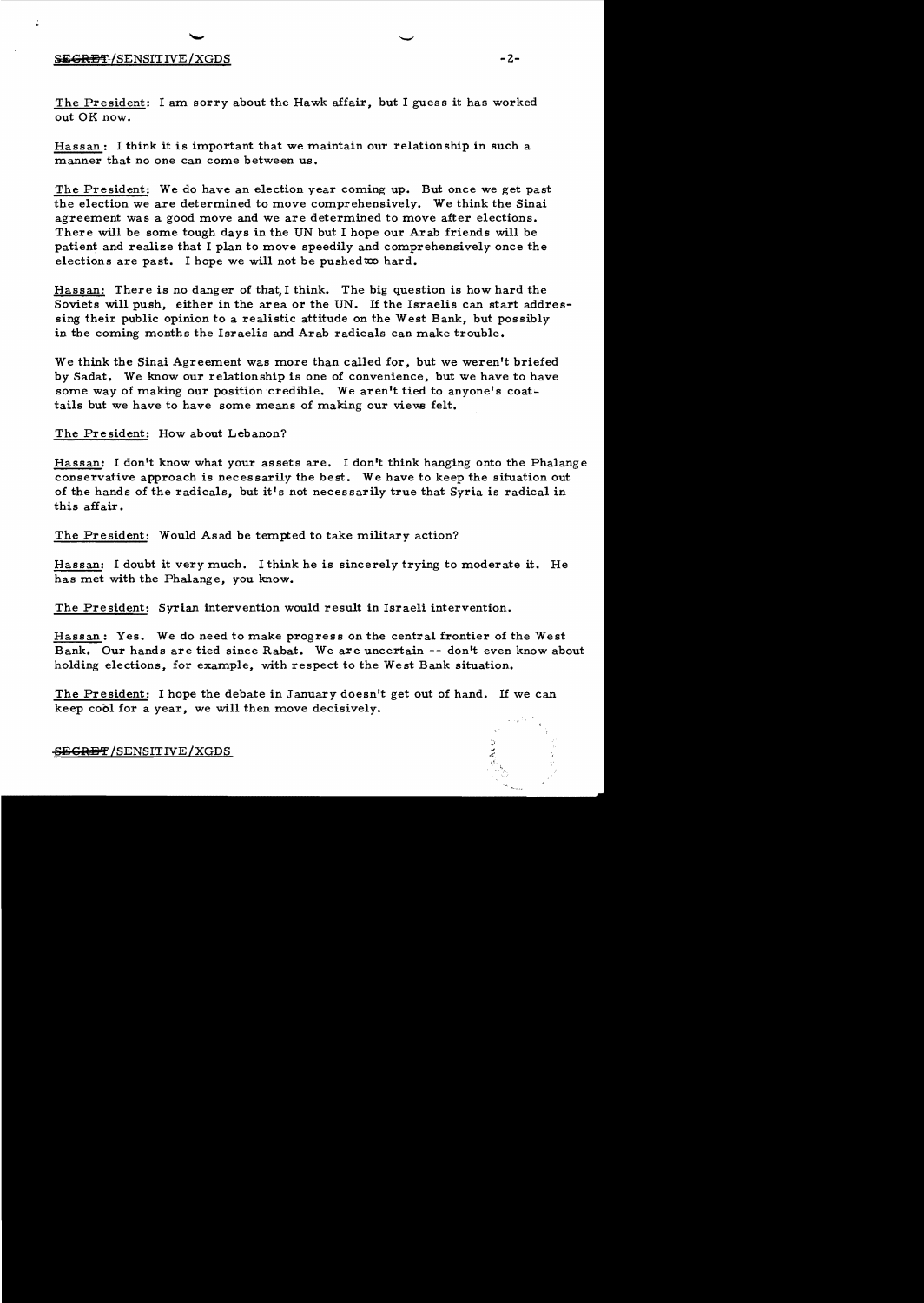The President: I am sorry about the Hawk affair, but I guess it has worked out OK now.

Hassan: I think it is important that we maintain our relationship in such a manner that no one can come between us.

The President: We do have an election year coming up. But once we get past the election we are determined to move comprehensively. We think the Sinai agreement was a good move and we are determined to move after elections. There will be some tough days in the UN but I hope our Arab friends will be patient and realize that I plan to move speedily and comprehensively once the elections are past. I hope we will not be pushed too hard.

Hassan: There is no danger of that, I think. The big question is how hard the Soviets will push, either in the area or the UN. If the Israelis can start addressing their public opinion to a realistic attitude on the West Bank, but possibly in the coming months the Israelis and Arab radicals can make trouble.

We think the Sinai Agreement was more than called for, but we weren't briefed by Sadat. We know our relationship is one of convenience, but we have to have some way of making our position credible. We aren't tied to anyone's coattails but we have to have some means of making our views felt.

The President: How about Lebanon?

Hassan: I don't know what your assets are. I don't think hanging onto the Phalange conservative approach is necessarily the best. We have to keep the situation out of the hands of the radicals, but it's not necessarily true that Syria is radical in this affair.

The President: Would Asad be tempted to take military action?

Hassan: I doubt it very much. I think he is sincerely trying to moderate it. He has met with the Phalange, you know.

The President: Syrian intervention would result in Israeli intervention.

Hassan: Yes. We do need to make progress on the central frontier of the West Bank. Our hands are tied since Rabat. We are uncertain -- don't even know about holding elections, for example, with respect to the West Bank situation.

The President: I hope the debate in January doesn't get out of hand. If we can keep cool for a year, we will then move decisively.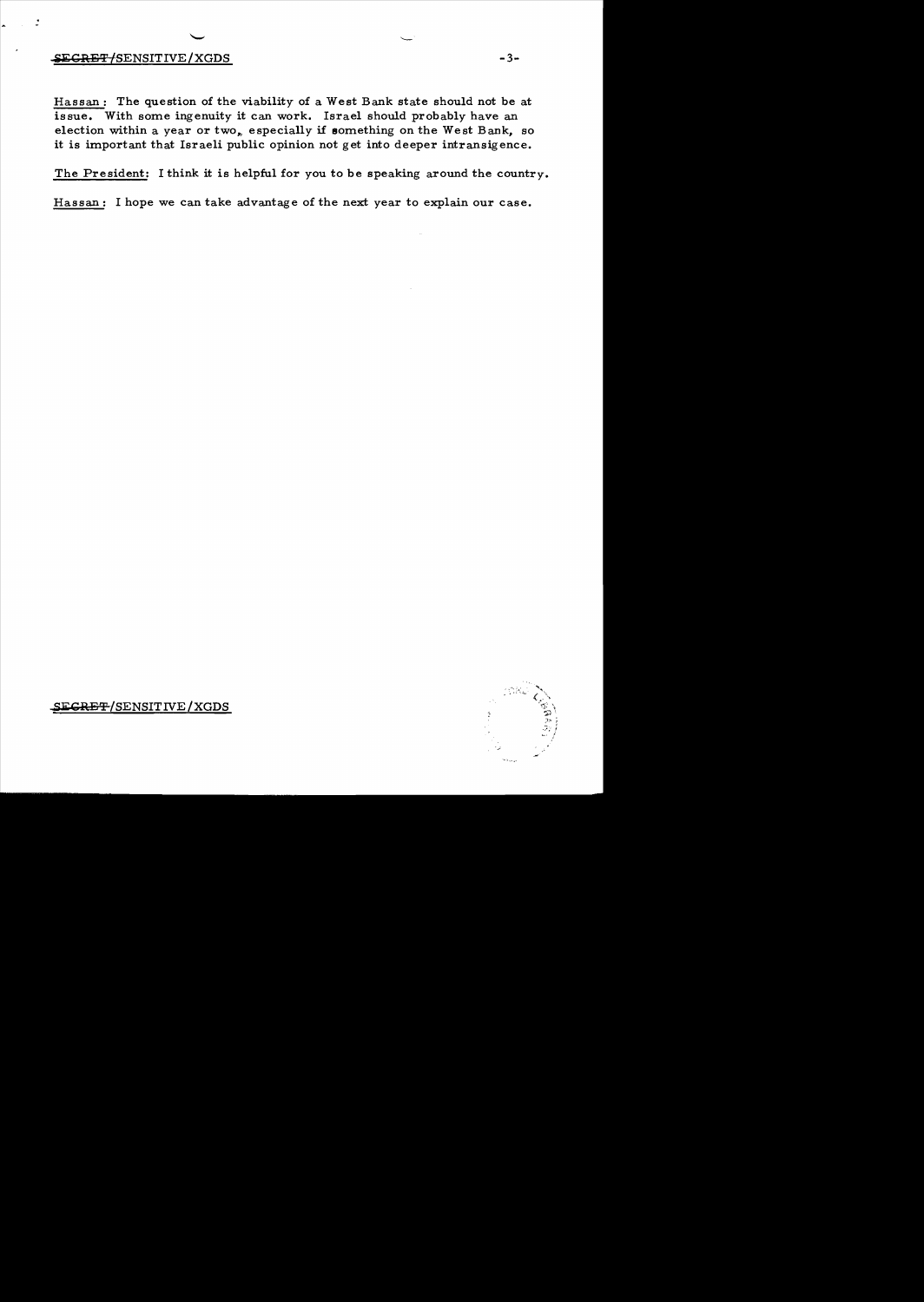Hassan: The question of the viability of a West Bank state should not be at issue. With some ingenuity it can work. Israel should probably have an election within a year or two, especially if something on the West Bank, so it is important that Israeli public opinion not get into deeper intransigence.

The President: I think it is helpful for you to be speaking around the country.

Hassan: I hope we can take advantage of the next year to explain our case.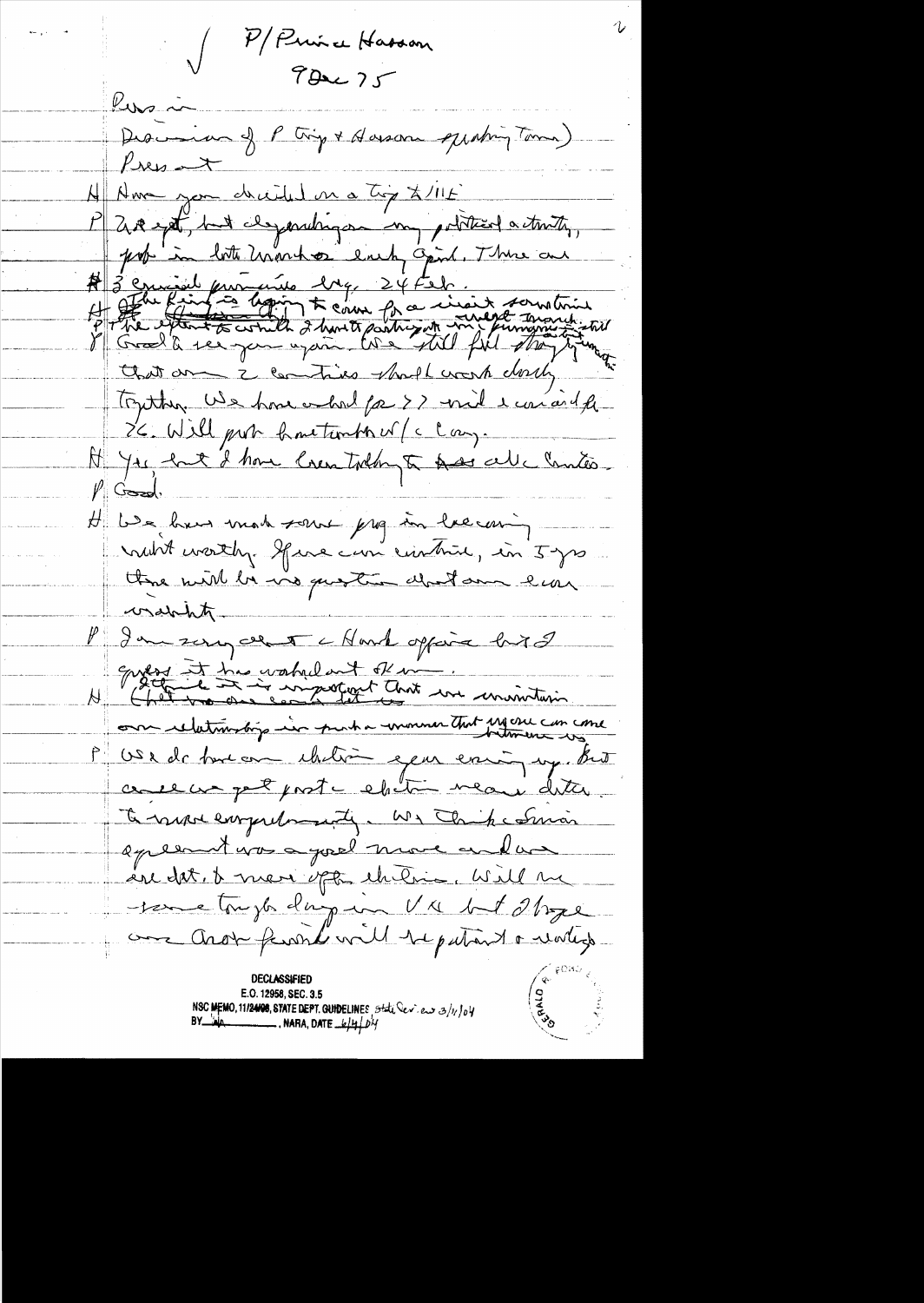P/Prince Hassan
9 Dec 75

Pers in

Discussion of P trip & Hassan speaking Tours)

President

H Have you decided on a trip to ME

P Not yet, but depending on my political activity, perhaps in late March or early April. There are 3 crucial primaries beg. 24 Feb.

H The King is hoping to come for a visit sometime

P The extent to which I have to participate in primaries — still Good to see you again. We still feel strongly the 2 countries should work closely together. We have asked for 77 mil & we'd like 26. Will push hard to work w/ the Cong.

H Yes, but I have been talking to these all committees.

P Good.

H We have made some prog in becoming credit worthy. If we can continue, in 5 yrs there will be no question about our economic viability.

P I am sorry about the Hawk affair but I guess it has worked out OK now.

H I think it is important that we maintain our relationship in such a manner that we can come between us.

P We do have an election year coming up. But once we get past the election we are better able to move energetically. We think the Sinai agreement was a good move and we are determined to move off the dime. Will we have some tough days in UN but I hope our Arab friends will be patient & working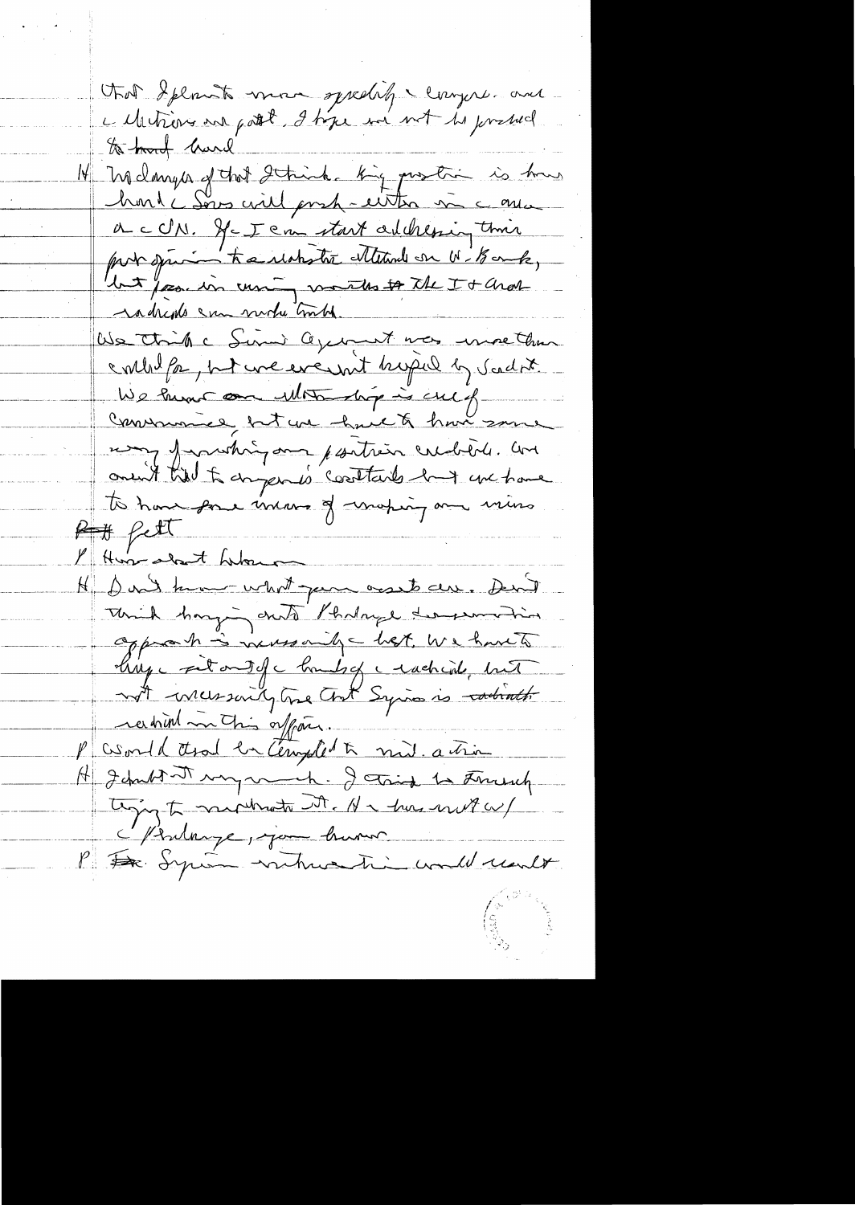that Isplants more specially & Congress. And elections are past, I hope we not be pushed too hard hard

H No danger of that I think. King position is hard here & Sov will push – either in c area or c UN. If c I can start addressing their prob a going to unilateral attitude on W. Bank, but for in coming months the I + Arab radicals can make trouble.

We think c Sinai agreement was more than could be, but we weren't helped by Sadat. We know our relationship is one of convenience, but we have to have some way of protecting our position on Arab. We aren't tied to anyone's coattails but we have to have some means of moving our issues

P How about Lebanon

H Don't know what your assets are. Don't think hanging onto Phalange is a good position approach is necessarily best. We have to keep it out of c hands of c radicals, but not necessarily true that Syria is radical in this affair.

P Would Israel be tempted to mil. action

H I doubt it very much. I think the French trying to mediate it. He has met w/ c Phalange, you know.

P For Syrian intervention would result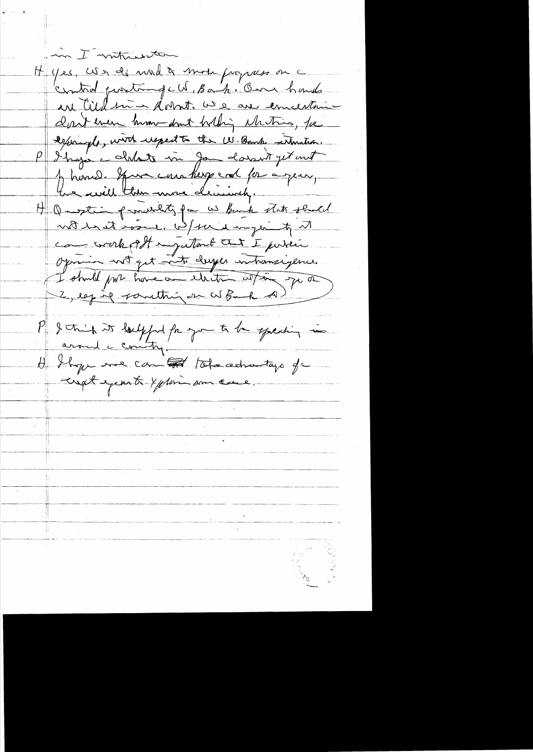in I intervention

H Yes. We do need to make progress on c central question of c W. Bank. Our hands are tied since Rabat. We are uncertain don't even know about holding elections, for example, with respect to the W. Bank situation.

P I hope c debate in Jordan doesn't get out of hand. If we can keep cool for a year, we will then move decisively.

H Question of mentality for W Bank that should not be at issue. W/ said integrity it can work. It's important that I public opinion not get into deeper intransigence. (I should not have an election w/in 1 yr or 2, ie, if something on W Bank.)

P I think it's helpful for you to be speaking around c country.

H I hope we can take advantage of c crisis, expert to explain our case.